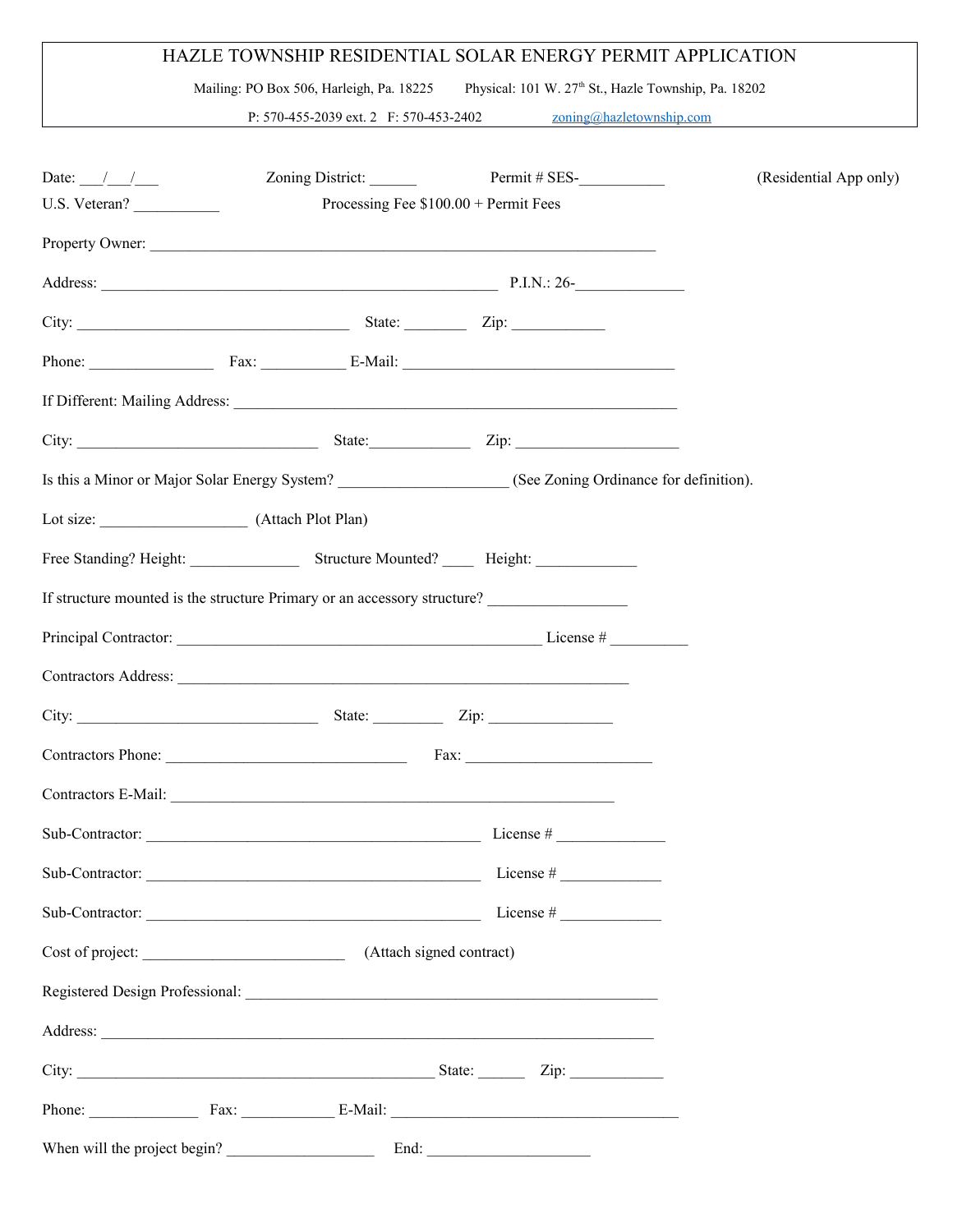# HAZLE TOWNSHIP RESIDENTIAL SOLAR ENERGY PERMIT APPLICATION

Mailing: PO Box 506, Harleigh, Pa. 18225 Physical: 101 W. 27th St., Hazle Township, Pa. 18202

P: 570-455-2039 ext. 2 F: 570-453-2402 zoning@hazletownship.com

Date: ___/___/___ Zoning District: ______ Permit # SES-___________ (Residential App only)

U.S. Veteran? ___________ Processing Fee $100.00 + Permit Fees

Property Owner: ___________________________________________________________________

Address: _____________________________________________________ P.I.N.: 26-______________

City: _____________________________________ State: ________ Zip: ____________

Phone: ________________ Fax: ___________ E-Mail: ____________________________________

If Different: Mailing Address: ___________________________________________________________

City: ________________________________ State:_____________ Zip: ______________________

Is this a Minor or Major Solar Energy System? ______________________ (See Zoning Ordinance for definition).

Lot size: ___________________ (Attach Plot Plan)

Free Standing? Height: ______________ Structure Mounted? ____ Height: _____________

If structure mounted is the structure Primary or an accessory structure? __________________

Principal Contractor: _________________________________________________ License # __________

Contractors Address: ____________________________________________________________

City: ________________________________ State: _________ Zip: ________________

Contractors Phone: ________________________________ Fax: _________________________

Contractors E-Mail: ___________________________________________________________

Sub-Contractor: _____________________________________________ License # ______________

Sub-Contractor: _____________________________________________ License # _____________

Sub-Contractor: _____________________________________________ License # _____________

Cost of project: ___________________________ (Attach signed contract)

Registered Design Professional: _______________________________________________________

Address: __________________________________________________________________________

City: ________________________________________________ State: ______ Zip: ____________

Phone: ______________ Fax: ____________ E-Mail: ______________________________________

When will the project begin? ___________________ End: _____________________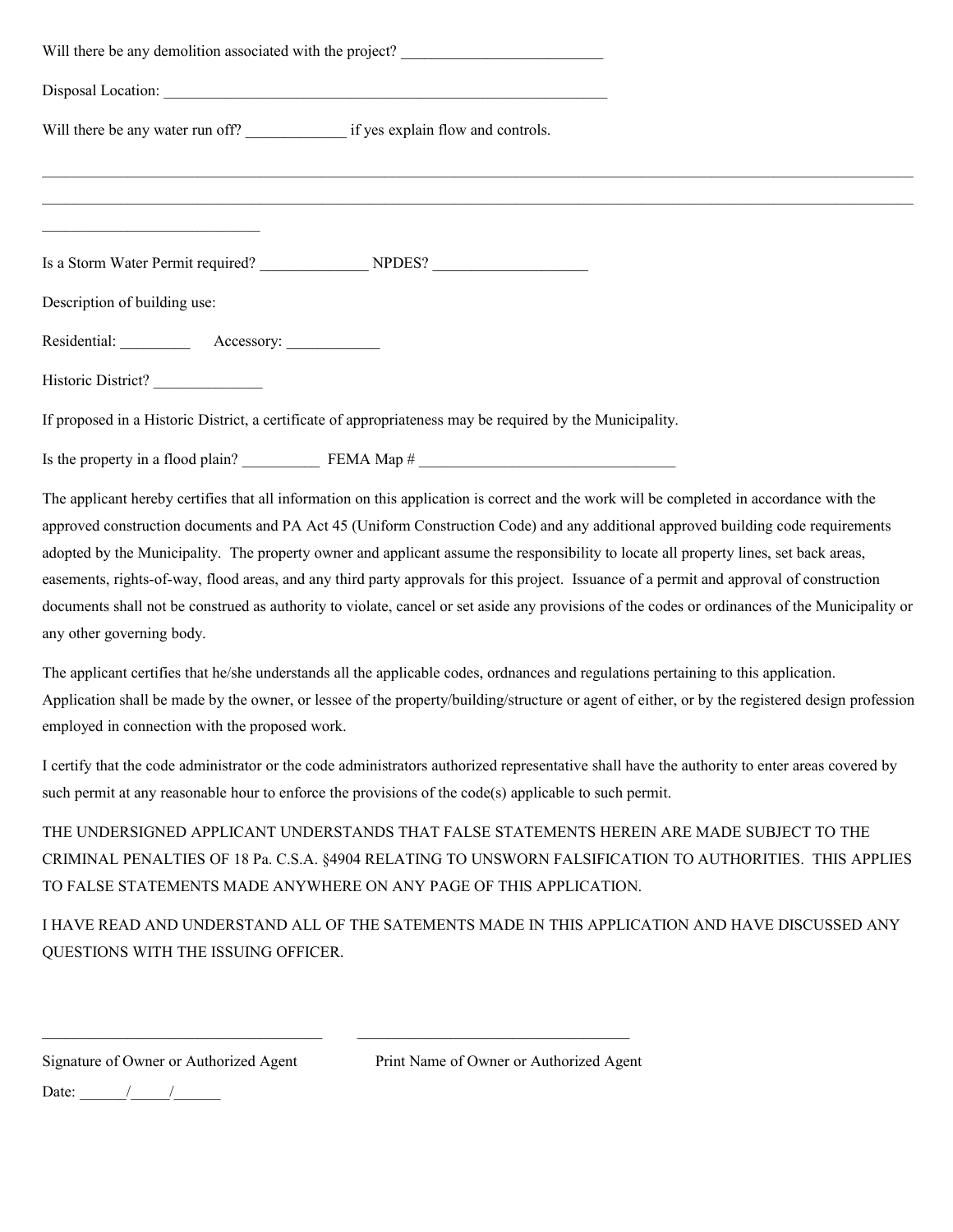Will there be any demolition associated with the project? ___________________________

Disposal Location: ____________________________________________________________

Will there be any water run off? _____________ if yes explain flow and controls.

_______________________________________________________________________________________________________________

_______________________________________________________________________________________________________________

____________________________

Is a Storm Water Permit required? ______________ NPDES? ____________________

Description of building use:

Residential: _________ Accessory: ____________

Historic District? ______________

If proposed in a Historic District, a certificate of appropriateness may be required by the Municipality.

Is the property in a flood plain? __________ FEMA Map # __________________________________

The applicant hereby certifies that all information on this application is correct and the work will be completed in accordance with the approved construction documents and PA Act 45 (Uniform Construction Code) and any additional approved building code requirements adopted by the Municipality. The property owner and applicant assume the responsibility to locate all property lines, set back areas, easements, rights-of-way, flood areas, and any third party approvals for this project. Issuance of a permit and approval of construction documents shall not be construed as authority to violate, cancel or set aside any provisions of the codes or ordinances of the Municipality or any other governing body.

The applicant certifies that he/she understands all the applicable codes, ordnances and regulations pertaining to this application. Application shall be made by the owner, or lessee of the property/building/structure or agent of either, or by the registered design profession employed in connection with the proposed work.

I certify that the code administrator or the code administrators authorized representative shall have the authority to enter areas covered by such permit at any reasonable hour to enforce the provisions of the code(s) applicable to such permit.

THE UNDERSIGNED APPLICANT UNDERSTANDS THAT FALSE STATEMENTS HEREIN ARE MADE SUBJECT TO THE CRIMINAL PENALTIES OF 18 Pa. C.S.A. §4904 RELATING TO UNSWORN FALSIFICATION TO AUTHORITIES. THIS APPLIES TO FALSE STATEMENTS MADE ANYWHERE ON ANY PAGE OF THIS APPLICATION.

I HAVE READ AND UNDERSTAND ALL OF THE SATEMENTS MADE IN THIS APPLICATION AND HAVE DISCUSSED ANY QUESTIONS WITH THE ISSUING OFFICER.

___________________________________ ___________________________________

Signature of Owner or Authorized Agent Print Name of Owner or Authorized Agent

Date: ______/_____/______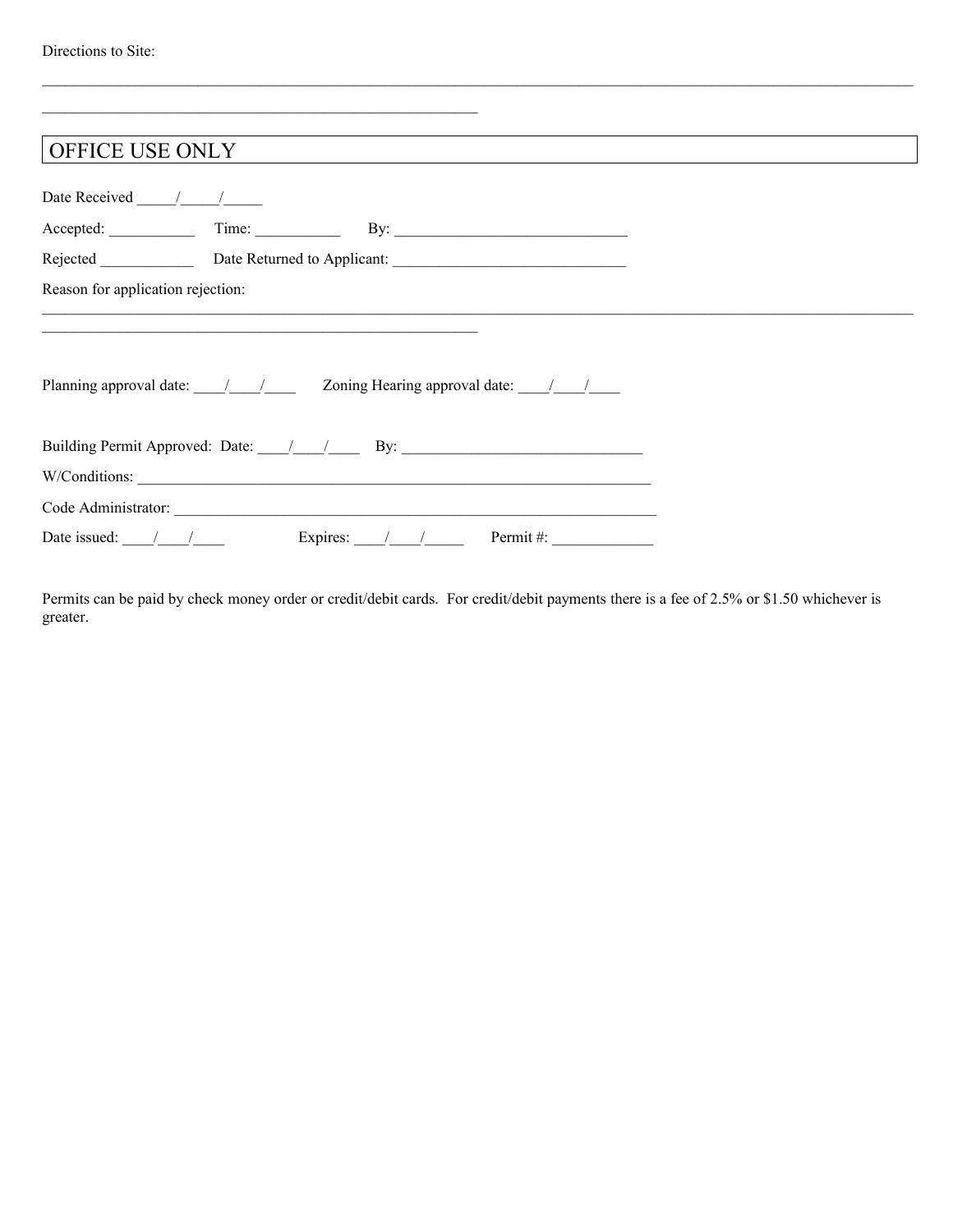Directions to Site:

________________________________________________________________________________________________________

_______________________________________________________

## OFFICE USE ONLY

Date Received _____/_____/_____

Accepted: ___________ Time: ___________ By: ______________________________

Rejected ____________ Date Returned to Applicant: ______________________________

Reason for application rejection:

________________________________________________________________________________________________________

_______________________________________________________

Planning approval date: ____/____/____ Zoning Hearing approval date: ____/____/____

Building Permit Approved: Date: ____/____/____ By: _______________________________

W/Conditions: ____________________________________________________________________

Code Administrator: ________________________________________________________________

Date issued: ____/____/____ Expires: ____/____/_____ Permit #: _____________

Permits can be paid by check money order or credit/debit cards. For credit/debit payments there is a fee of 2.5% or $1.50 whichever is greater.